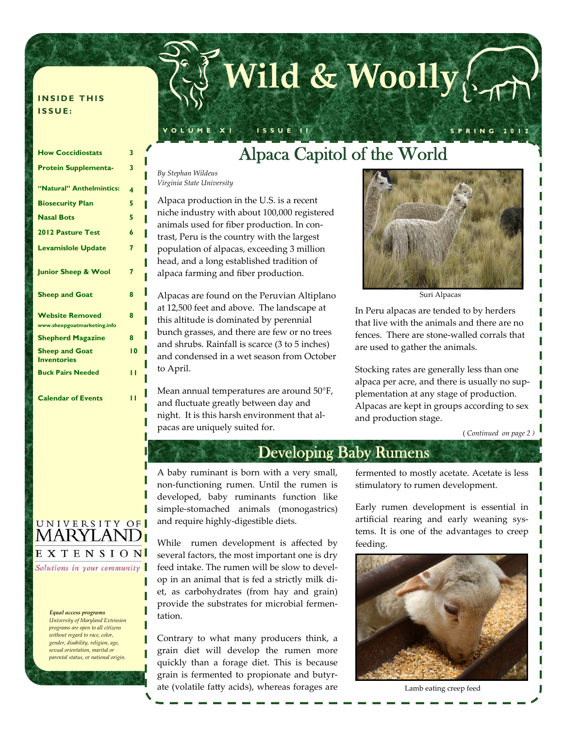# Wild & Woolly

VOLUME XI ISSUE II SPRING 2012

**INSIDE THIS ISSUE:**

| | |
|---|---|
| How Coccidiostats | 3 |
| Protein Supplementa- | 3 |
| "Natural" Anthelmintics: | 4 |
| Biosecurity Plan | 5 |
| Nasal Bots | 5 |
| 2012 Pasture Test | 6 |
| Levamislole Update | 7 |
| Junior Sheep & Wool | 7 |
| Sheep and Goat | 8 |
| Website Removed www.sheepgoatmarketing.info | 8 |
| Shepherd Magazine | 8 |
| Sheep and Goat Inventories | 10 |
| Buck Pairs Needed | 11 |
| Calendar of Events | 11 |

UNIVERSITY OF MARYLAND EXTENSION
*Solutions in your community*

***Equal access programs***
*University of Maryland Extension programs are open to all citizens without regard to race, color, gender, disability, religion, age, sexual orientation, marital or parental status, or national origin.*

## Alpaca Capitol of the World

*By Stephan Wildeus*
*Virginia State University*

Alpaca production in the U.S. is a recent niche industry with about 100,000 registered animals used for fiber production. In contrast, Peru is the country with the largest population of alpacas, exceeding 3 million head, and a long established tradition of alpaca farming and fiber production.

Alpacas are found on the Peruvian Altiplano at 12,500 feet and above. The landscape at this altitude is dominated by perennial bunch grasses, and there are few or no trees and shrubs. Rainfall is scarce (3 to 5 inches) and condensed in a wet season from October to April.

Mean annual temperatures are around 50°F, and fluctuate greatly between day and night. It is this harsh environment that alpacas are uniquely suited for.

Suri Alpacas

In Peru alpacas are tended to by herders that live with the animals and there are no fences. There are stone-walled corrals that are used to gather the animals.

Stocking rates are generally less than one alpaca per acre, and there is usually no supplementation at any stage of production. Alpacas are kept in groups according to sex and production stage.

*( Continued on page 2 )*

## Developing Baby Rumens

A baby ruminant is born with a very small, non-functioning rumen. Until the rumen is developed, baby ruminants function like simple-stomached animals (monogastrics) and require highly-digestible diets.

While rumen development is affected by several factors, the most important one is dry feed intake. The rumen will be slow to develop in an animal that is fed a strictly milk diet, as carbohydrates (from hay and grain) provide the substrates for microbial fermentation.

Contrary to what many producers think, a grain diet will develop the rumen more quickly than a forage diet. This is because grain is fermented to propionate and butyrate (volatile fatty acids), whereas forages are fermented to mostly acetate. Acetate is less stimulatory to rumen development.

Early rumen development is essential in artificial rearing and early weaning systems. It is one of the advantages to creep feeding.

Lamb eating creep feed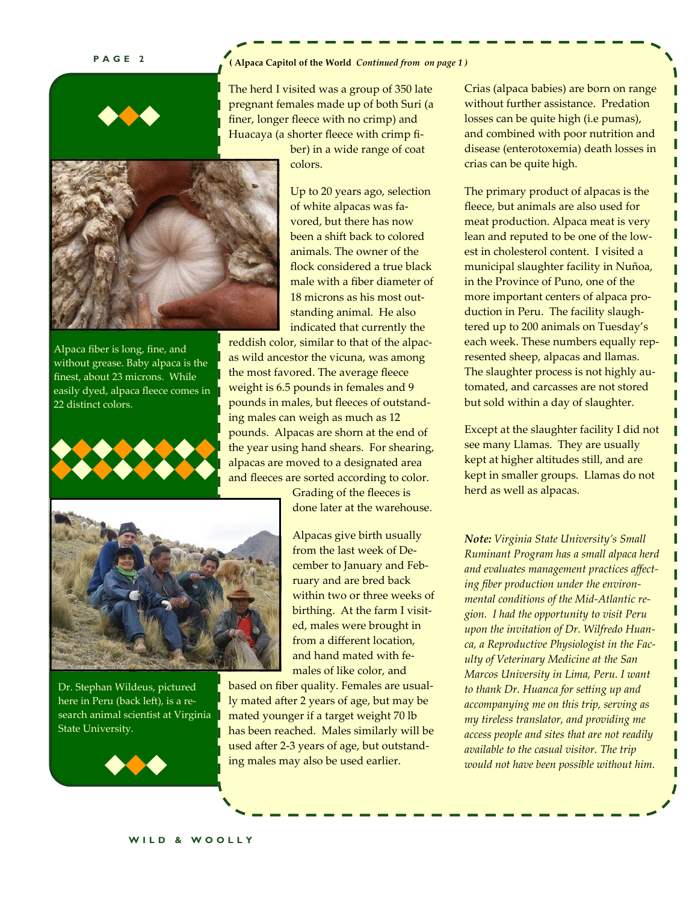**( Alpaca Capitol of the World** ***Continued from on page 1*** **)**

The herd I visited was a group of 350 late pregnant females made up of both Suri (a finer, longer fleece with no crimp) and Huacaya (a shorter fleece with crimp fiber) in a wide range of coat colors.

Up to 20 years ago, selection of white alpacas was favored, but there has now been a shift back to colored animals. The owner of the flock considered a true black male with a fiber diameter of 18 microns as his most outstanding animal. He also indicated that currently the reddish color, similar to that of the alpacas wild ancestor the vicuna, was among the most favored. The average fleece weight is 6.5 pounds in females and 9 pounds in males, but fleeces of outstanding males can weigh as much as 12 pounds. Alpacas are shorn at the end of the year using hand shears. For shearing, alpacas are moved to a designated area and fleeces are sorted according to color. Grading of the fleeces is done later at the warehouse.

Alpacas give birth usually from the last week of December to January and February and are bred back within two or three weeks of birthing. At the farm I visited, males were brought in from a different location, and hand mated with females of like color, and based on fiber quality. Females are usually mated after 2 years of age, but may be mated younger if a target weight 70 lb has been reached. Males similarly will be used after 2-3 years of age, but outstanding males may also be used earlier.

Crias (alpaca babies) are born on range without further assistance. Predation losses can be quite high (i.e pumas), and combined with poor nutrition and disease (enterotoxemia) death losses in crias can be quite high.

The primary product of alpacas is the fleece, but animals are also used for meat production. Alpaca meat is very lean and reputed to be one of the lowest in cholesterol content. I visited a municipal slaughter facility in Nuñoa, in the Province of Puno, one of the more important centers of alpaca production in Peru. The facility slaughtered up to 200 animals on Tuesday's each week. These numbers equally represented sheep, alpacas and llamas. The slaughter process is not highly automated, and carcasses are not stored but sold within a day of slaughter.

Except at the slaughter facility I did not see many Llamas. They are usually kept at higher altitudes still, and are kept in smaller groups. Llamas do not herd as well as alpacas.

***Note:*** *Virginia State University's Small Ruminant Program has a small alpaca herd and evaluates management practices affecting fiber production under the environmental conditions of the Mid-Atlantic region. I had the opportunity to visit Peru upon the invitation of Dr. Wilfredo Huanca, a Reproductive Physiologist in the Faculty of Veterinary Medicine at the San Marcos University in Lima, Peru. I want to thank Dr. Huanca for setting up and accompanying me on this trip, serving as my tireless translator, and providing me access people and sites that are not readily available to the casual visitor. The trip would not have been possible without him.*

Alpaca fiber is long, fine, and without grease. Baby alpaca is the finest, about 23 microns. While easily dyed, alpaca fleece comes in 22 distinct colors.

Dr. Stephan Wildeus, pictured here in Peru (back left), is a research animal scientist at Virginia State University.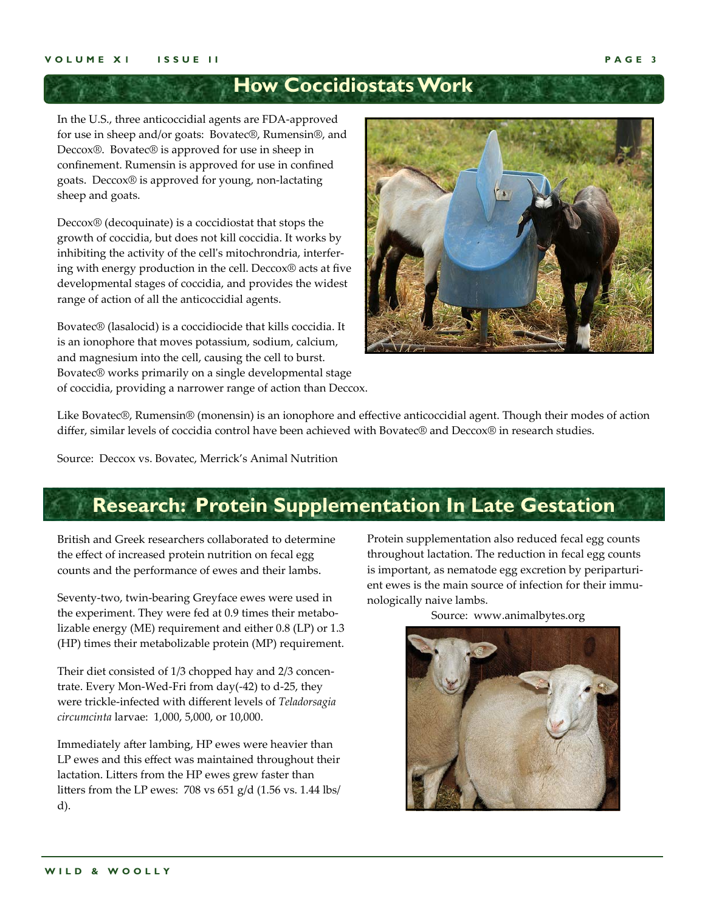## How Coccidiostats Work

In the U.S., three anticoccidial agents are FDA-approved for use in sheep and/or goats: Bovatec®, Rumensin®, and Deccox®. Bovatec® is approved for use in sheep in confinement. Rumensin is approved for use in confined goats. Deccox® is approved for young, non-lactating sheep and goats.

Deccox® (decoquinate) is a coccidiostat that stops the growth of coccidia, but does not kill coccidia. It works by inhibiting the activity of the cell's mitochrondria, interfering with energy production in the cell. Deccox® acts at five developmental stages of coccidia, and provides the widest range of action of all the anticoccidial agents.

Bovatec® (lasalocid) is a coccidiocide that kills coccidia. It is an ionophore that moves potassium, sodium, calcium, and magnesium into the cell, causing the cell to burst. Bovatec® works primarily on a single developmental stage of coccidia, providing a narrower range of action than Deccox.

Like Bovatec®, Rumensin® (monensin) is an ionophore and effective anticoccidial agent. Though their modes of action differ, similar levels of coccidia control have been achieved with Bovatec® and Deccox® in research studies.

Source: Deccox vs. Bovatec, Merrick's Animal Nutrition

## Research: Protein Supplementation In Late Gestation

British and Greek researchers collaborated to determine the effect of increased protein nutrition on fecal egg counts and the performance of ewes and their lambs.

Seventy-two, twin-bearing Greyface ewes were used in the experiment. They were fed at 0.9 times their metabolizable energy (ME) requirement and either 0.8 (LP) or 1.3 (HP) times their metabolizable protein (MP) requirement.

Their diet consisted of 1/3 chopped hay and 2/3 concentrate. Every Mon-Wed-Fri from day(-42) to d-25, they were trickle-infected with different levels of *Teladorsagia circumcinta* larvae: 1,000, 5,000, or 10,000.

Immediately after lambing, HP ewes were heavier than LP ewes and this effect was maintained throughout their lactation. Litters from the HP ewes grew faster than litters from the LP ewes: 708 vs 651 g/d (1.56 vs. 1.44 lbs/d).

Protein supplementation also reduced fecal egg counts throughout lactation. The reduction in fecal egg counts is important, as nematode egg excretion by periparturient ewes is the main source of infection for their immunologically naive lambs.

Source: www.animalbytes.org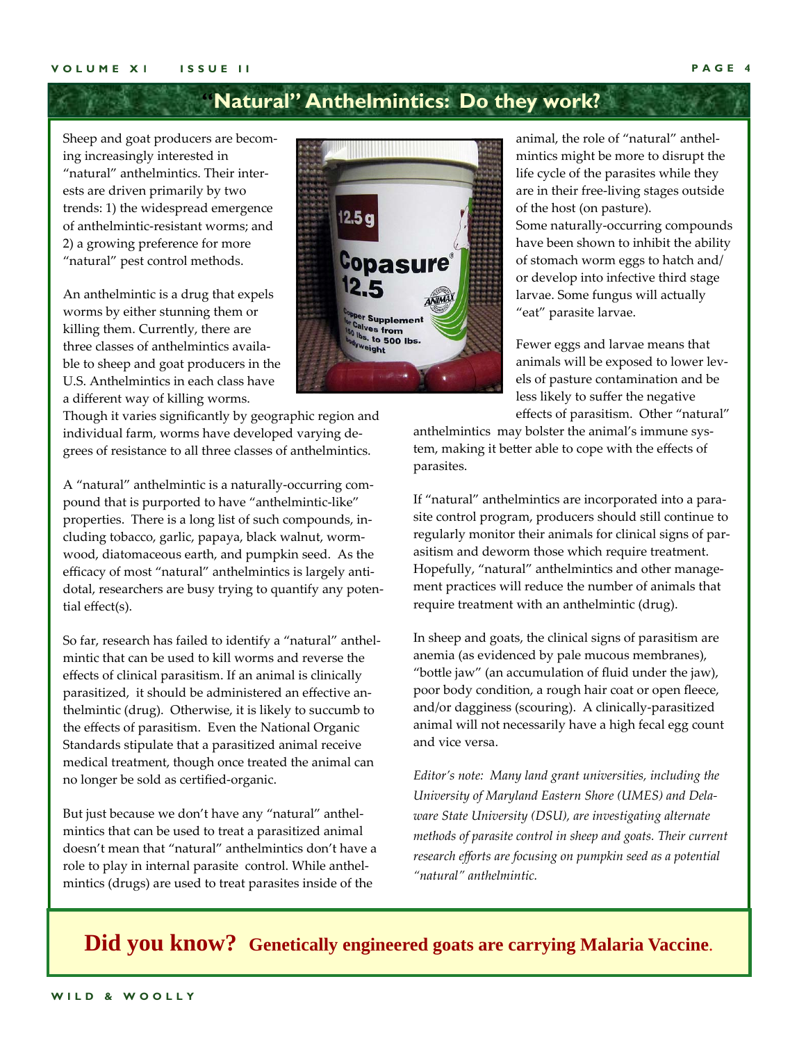## "Natural" Anthelmintics: Do they work?

Sheep and goat producers are becoming increasingly interested in "natural" anthelmintics. Their interests are driven primarily by two trends: 1) the widespread emergence of anthelmintic-resistant worms; and 2) a growing preference for more "natural" pest control methods.

An anthelmintic is a drug that expels worms by either stunning them or killing them. Currently, there are three classes of anthelmintics available to sheep and goat producers in the U.S. Anthelmintics in each class have a different way of killing worms. Though it varies significantly by geographic region and individual farm, worms have developed varying degrees of resistance to all three classes of anthelmintics.

A "natural" anthelmintic is a naturally-occurring compound that is purported to have "anthelmintic-like" properties. There is a long list of such compounds, including tobacco, garlic, papaya, black walnut, wormwood, diatomaceous earth, and pumpkin seed. As the efficacy of most "natural" anthelmintics is largely antidotal, researchers are busy trying to quantify any potential effect(s).

So far, research has failed to identify a "natural" anthelmintic that can be used to kill worms and reverse the effects of clinical parasitism. If an animal is clinically parasitized, it should be administered an effective anthelmintic (drug). Otherwise, it is likely to succumb to the effects of parasitism. Even the National Organic Standards stipulate that a parasitized animal receive medical treatment, though once treated the animal can no longer be sold as certified-organic.

But just because we don't have any "natural" anthelmintics that can be used to treat a parasitized animal doesn't mean that "natural" anthelmintics don't have a role to play in internal parasite control. While anthelmintics (drugs) are used to treat parasites inside of the animal, the role of "natural" anthelmintics might be more to disrupt the life cycle of the parasites while they are in their free-living stages outside of the host (on pasture). Some naturally-occurring compounds have been shown to inhibit the ability of stomach worm eggs to hatch and/or develop into infective third stage larvae. Some fungus will actually "eat" parasite larvae.

Fewer eggs and larvae means that animals will be exposed to lower levels of pasture contamination and be less likely to suffer the negative effects of parasitism. Other "natural" anthelmintics may bolster the animal's immune system, making it better able to cope with the effects of parasites.

If "natural" anthelmintics are incorporated into a parasite control program, producers should still continue to regularly monitor their animals for clinical signs of parasitism and deworm those which require treatment. Hopefully, "natural" anthelmintics and other management practices will reduce the number of animals that require treatment with an anthelmintic (drug).

In sheep and goats, the clinical signs of parasitism are anemia (as evidenced by pale mucous membranes), "bottle jaw" (an accumulation of fluid under the jaw), poor body condition, a rough hair coat or open fleece, and/or dagginess (scouring). A clinically-parasitized animal will not necessarily have a high fecal egg count and vice versa.

*Editor's note: Many land grant universities, including the University of Maryland Eastern Shore (UMES) and Delaware State University (DSU), are investigating alternate methods of parasite control in sheep and goats. Their current research efforts are focusing on pumpkin seed as a potential "natural" anthelmintic.*

**Did you know? Genetically engineered goats are carrying Malaria Vaccine.**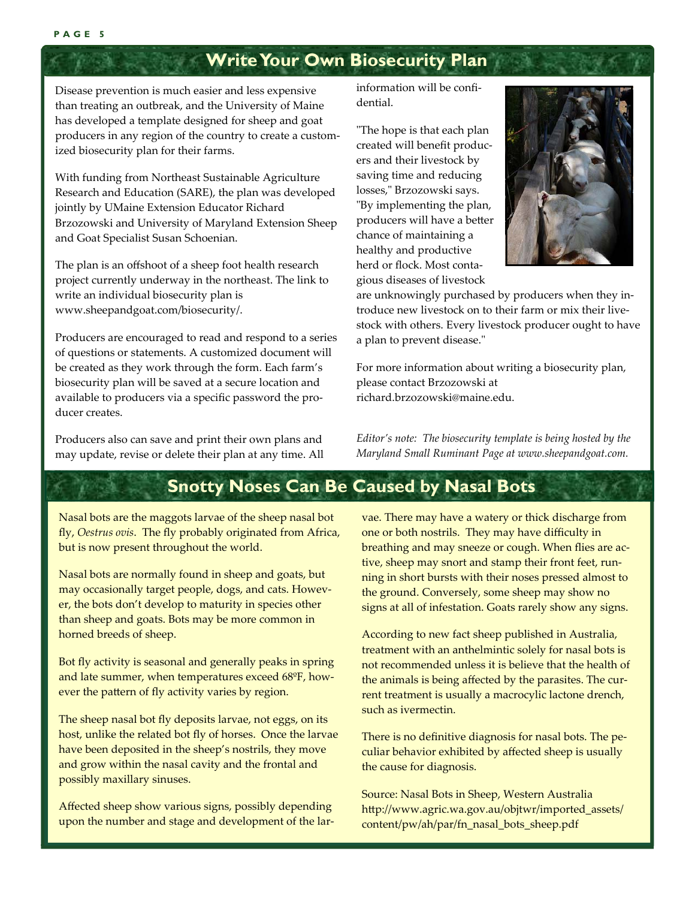## Write Your Own Biosecurity Plan

Disease prevention is much easier and less expensive than treating an outbreak, and the University of Maine has developed a template designed for sheep and goat producers in any region of the country to create a customized biosecurity plan for their farms.

With funding from Northeast Sustainable Agriculture Research and Education (SARE), the plan was developed jointly by UMaine Extension Educator Richard Brzozowski and University of Maryland Extension Sheep and Goat Specialist Susan Schoenian.

The plan is an offshoot of a sheep foot health research project currently underway in the northeast. The link to write an individual biosecurity plan is www.sheepandgoat.com/biosecurity/.

Producers are encouraged to read and respond to a series of questions or statements. A customized document will be created as they work through the form. Each farm's biosecurity plan will be saved at a secure location and available to producers via a specific password the producer creates.

Producers also can save and print their own plans and may update, revise or delete their plan at any time. All information will be confidential.

"The hope is that each plan created will benefit producers and their livestock by saving time and reducing losses," Brzozowski says. "By implementing the plan, producers will have a better chance of maintaining a healthy and productive herd or flock. Most contagious diseases of livestock are unknowingly purchased by producers when they introduce new livestock on to their farm or mix their livestock with others. Every livestock producer ought to have a plan to prevent disease."

For more information about writing a biosecurity plan, please contact Brzozowski at richard.brzozowski@maine.edu.

*Editor's note: The biosecurity template is being hosted by the Maryland Small Ruminant Page at www.sheepandgoat.com.*

## Snotty Noses Can Be Caused by Nasal Bots

Nasal bots are the maggots larvae of the sheep nasal bot fly, *Oestrus ovis*. The fly probably originated from Africa, but is now present throughout the world.

Nasal bots are normally found in sheep and goats, but may occasionally target people, dogs, and cats. However, the bots don't develop to maturity in species other than sheep and goats. Bots may be more common in horned breeds of sheep.

Bot fly activity is seasonal and generally peaks in spring and late summer, when temperatures exceed 68ºF, however the pattern of fly activity varies by region.

The sheep nasal bot fly deposits larvae, not eggs, on its host, unlike the related bot fly of horses. Once the larvae have been deposited in the sheep's nostrils, they move and grow within the nasal cavity and the frontal and possibly maxillary sinuses.

Affected sheep show various signs, possibly depending upon the number and stage and development of the larvae. There may have a watery or thick discharge from one or both nostrils. They may have difficulty in breathing and may sneeze or cough. When flies are active, sheep may snort and stamp their front feet, running in short bursts with their noses pressed almost to the ground. Conversely, some sheep may show no signs at all of infestation. Goats rarely show any signs.

According to new fact sheep published in Australia, treatment with an anthelmintic solely for nasal bots is not recommended unless it is believe that the health of the animals is being affected by the parasites. The current treatment is usually a macrocylic lactone drench, such as ivermectin.

There is no definitive diagnosis for nasal bots. The peculiar behavior exhibited by affected sheep is usually the cause for diagnosis.

Source: Nasal Bots in Sheep, Western Australia http://www.agric.wa.gov.au/objtwr/imported_assets/content/pw/ah/par/fn_nasal_bots_sheep.pdf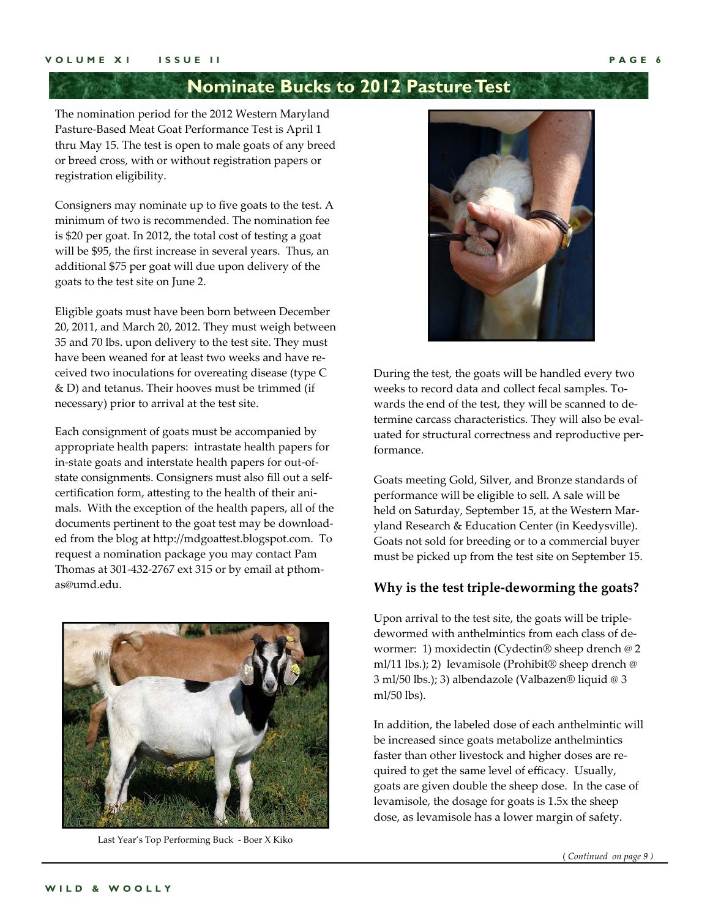## Nominate Bucks to 2012 Pasture Test

The nomination period for the 2012 Western Maryland Pasture-Based Meat Goat Performance Test is April 1 thru May 15. The test is open to male goats of any breed or breed cross, with or without registration papers or registration eligibility.

Consigners may nominate up to five goats to the test. A minimum of two is recommended. The nomination fee is $20 per goat. In 2012, the total cost of testing a goat will be $95, the first increase in several years. Thus, an additional $75 per goat will due upon delivery of the goats to the test site on June 2.

Eligible goats must have been born between December 20, 2011, and March 20, 2012. They must weigh between 35 and 70 lbs. upon delivery to the test site. They must have been weaned for at least two weeks and have received two inoculations for overeating disease (type C & D) and tetanus. Their hooves must be trimmed (if necessary) prior to arrival at the test site.

Each consignment of goats must be accompanied by appropriate health papers: intrastate health papers for in-state goats and interstate health papers for out-of-state consignments. Consigners must also fill out a self-certification form, attesting to the health of their animals. With the exception of the health papers, all of the documents pertinent to the goat test may be downloaded from the blog at http://mdgoattest.blogspot.com. To request a nomination package you may contact Pam Thomas at 301-432-2767 ext 315 or by email at pthomas@umd.edu.

Last Year's Top Performing Buck - Boer X Kiko

During the test, the goats will be handled every two weeks to record data and collect fecal samples. Towards the end of the test, they will be scanned to determine carcass characteristics. They will also be evaluated for structural correctness and reproductive performance.

Goats meeting Gold, Silver, and Bronze standards of performance will be eligible to sell. A sale will be held on Saturday, September 15, at the Western Maryland Research & Education Center (in Keedysville). Goats not sold for breeding or to a commercial buyer must be picked up from the test site on September 15.

### Why is the test triple-deworming the goats?

Upon arrival to the test site, the goats will be triple-dewormed with anthelmintics from each class of dewormer: 1) moxidectin (Cydectin® sheep drench @ 2 ml/11 lbs.); 2) levamisole (Prohibit® sheep drench @ 3 ml/50 lbs.); 3) albendazole (Valbazen® liquid @ 3 ml/50 lbs).

In addition, the labeled dose of each anthelmintic will be increased since goats metabolize anthelmintics faster than other livestock and higher doses are required to get the same level of efficacy. Usually, goats are given double the sheep dose. In the case of levamisole, the dosage for goats is 1.5x the sheep dose, as levamisole has a lower margin of safety.

*(Continued on page 9)*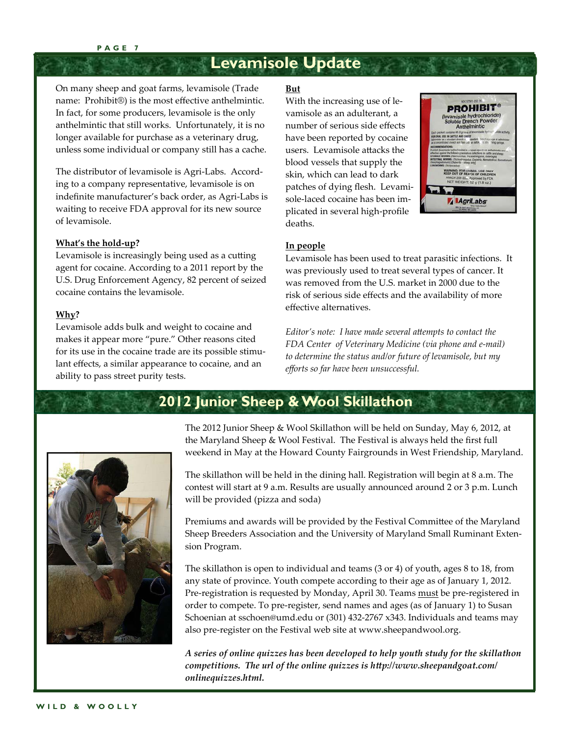## Levamisole Update

On many sheep and goat farms, levamisole (Trade name: Prohibit®) is the most effective anthelmintic. In fact, for some producers, levamisole is the only anthelmintic that still works. Unfortunately, it is no longer available for purchase as a veterinary drug, unless some individual or company still has a cache.

The distributor of levamisole is Agri-Labs. According to a company representative, levamisole is on indefinite manufacturer's back order, as Agri-Labs is waiting to receive FDA approval for its new source of levamisole.

**What's the hold-up?**

Levamisole is increasingly being used as a cutting agent for cocaine. According to a 2011 report by the U.S. Drug Enforcement Agency, 82 percent of seized cocaine contains the levamisole.

**Why?**

Levamisole adds bulk and weight to cocaine and makes it appear more "pure." Other reasons cited for its use in the cocaine trade are its possible stimulant effects, a similar appearance to cocaine, and an ability to pass street purity tests.

**But**

With the increasing use of levamisole as an adulterant, a number of serious side effects have been reported by cocaine users. Levamisole attacks the blood vessels that supply the skin, which can lead to dark patches of dying flesh. Levamisole-laced cocaine has been implicated in several high-profile deaths.

**In people**

Levamisole has been used to treat parasitic infections. It was previously used to treat several types of cancer. It was removed from the U.S. market in 2000 due to the risk of serious side effects and the availability of more effective alternatives.

*Editor's note: I have made several attempts to contact the FDA Center of Veterinary Medicine (via phone and e-mail) to determine the status and/or future of levamisole, but my efforts so far have been unsuccessful.*

## 2012 Junior Sheep & Wool Skillathon

The 2012 Junior Sheep & Wool Skillathon will be held on Sunday, May 6, 2012, at the Maryland Sheep & Wool Festival. The Festival is always held the first full weekend in May at the Howard County Fairgrounds in West Friendship, Maryland.

The skillathon will be held in the dining hall. Registration will begin at 8 a.m. The contest will start at 9 a.m. Results are usually announced around 2 or 3 p.m. Lunch will be provided (pizza and soda)

Premiums and awards will be provided by the Festival Committee of the Maryland Sheep Breeders Association and the University of Maryland Small Ruminant Extension Program.

The skillathon is open to individual and teams (3 or 4) of youth, ages 8 to 18, from any state of province. Youth compete according to their age as of January 1, 2012. Pre-registration is requested by Monday, April 30. Teams <u>must</u> be pre-registered in order to compete. To pre-register, send names and ages (as of January 1) to Susan Schoenian at sschoen@umd.edu or (301) 432-2767 x343. Individuals and teams may also pre-register on the Festival web site at www.sheepandwool.org.

***A series of online quizzes has been developed to help youth study for the skillathon competitions. The url of the online quizzes is http://www.sheepandgoat.com/onlinequizzes.html.***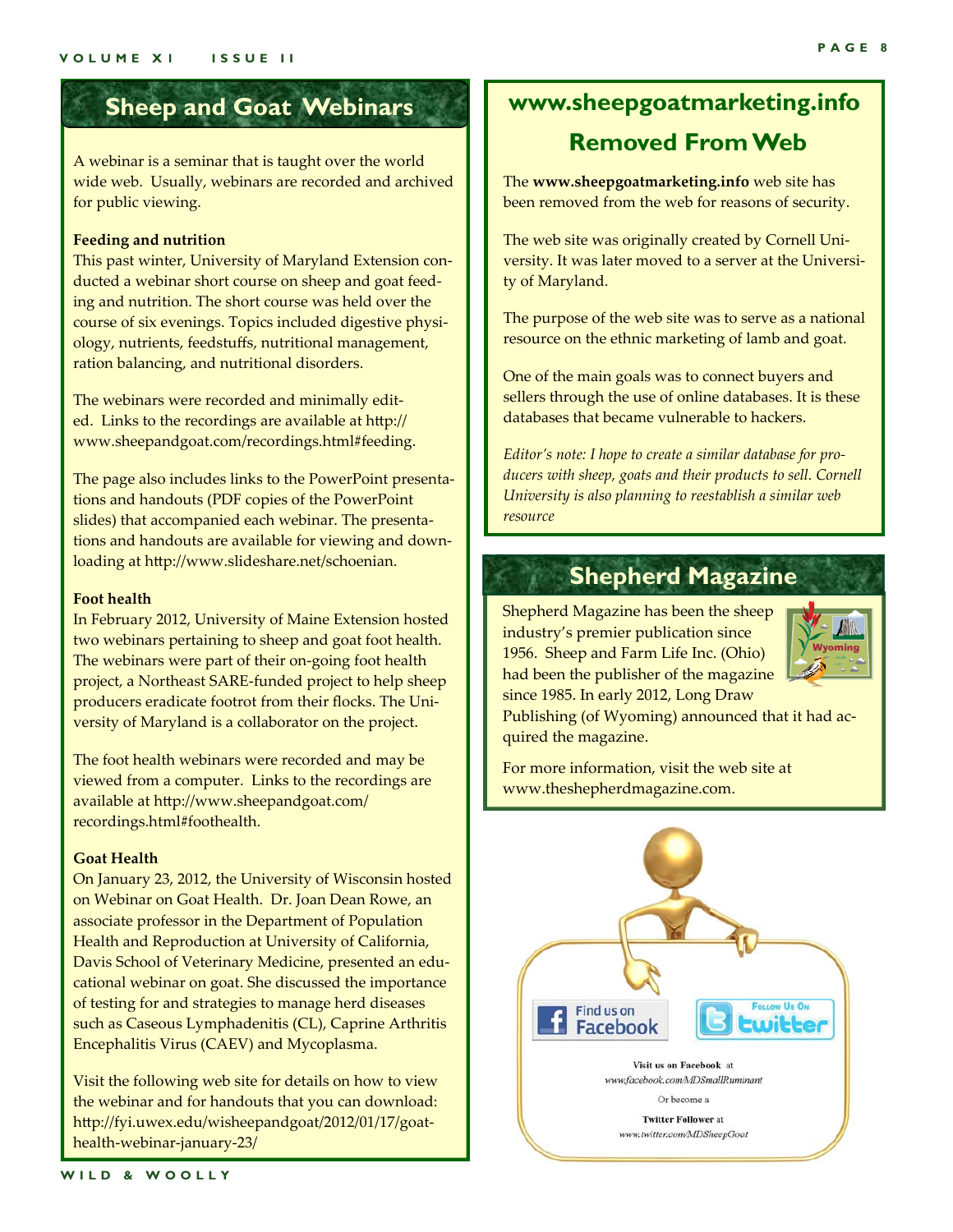## Sheep and Goat Webinars

A webinar is a seminar that is taught over the world wide web. Usually, webinars are recorded and archived for public viewing.

**Feeding and nutrition**

This past winter, University of Maryland Extension conducted a webinar short course on sheep and goat feeding and nutrition. The short course was held over the course of six evenings. Topics included digestive physiology, nutrients, feedstuffs, nutritional management, ration balancing, and nutritional disorders.

The webinars were recorded and minimally edited. Links to the recordings are available at http://www.sheepandgoat.com/recordings.html#feeding.

The page also includes links to the PowerPoint presentations and handouts (PDF copies of the PowerPoint slides) that accompanied each webinar. The presentations and handouts are available for viewing and downloading at http://www.slideshare.net/schoenian.

**Foot health**

In February 2012, University of Maine Extension hosted two webinars pertaining to sheep and goat foot health. The webinars were part of their on-going foot health project, a Northeast SARE-funded project to help sheep producers eradicate footrot from their flocks. The University of Maryland is a collaborator on the project.

The foot health webinars were recorded and may be viewed from a computer. Links to the recordings are available at http://www.sheepandgoat.com/recordings.html#foothealth.

**Goat Health**

On January 23, 2012, the University of Wisconsin hosted on Webinar on Goat Health. Dr. Joan Dean Rowe, an associate professor in the Department of Population Health and Reproduction at University of California, Davis School of Veterinary Medicine, presented an educational webinar on goat. She discussed the importance of testing for and strategies to manage herd diseases such as Caseous Lymphadenitis (CL), Caprine Arthritis Encephalitis Virus (CAEV) and Mycoplasma.

Visit the following web site for details on how to view the webinar and for handouts that you can download: http://fyi.uwex.edu/wisheepandgoat/2012/01/17/goat-health-webinar-january-23/

## www.sheepgoatmarketing.info Removed From Web

The **www.sheepgoatmarketing.info** web site has been removed from the web for reasons of security.

The web site was originally created by Cornell University. It was later moved to a server at the University of Maryland.

The purpose of the web site was to serve as a national resource on the ethnic marketing of lamb and goat.

One of the main goals was to connect buyers and sellers through the use of online databases. It is these databases that became vulnerable to hackers.

*Editor's note: I hope to create a similar database for producers with sheep, goats and their products to sell. Cornell University is also planning to reestablish a similar web resource*

## Shepherd Magazine

Shepherd Magazine has been the sheep industry's premier publication since 1956. Sheep and Farm Life Inc. (Ohio) had been the publisher of the magazine since 1985. In early 2012, Long Draw Publishing (of Wyoming) announced that it had acquired the magazine.

For more information, visit the web site at www.theshepherdmagazine.com.

Find us on Facebook | Follow Us On twitter

Visit us on Facebook at www.facebook.com/MDSmallRuminant

Or become a

Twitter Follower at www.twitter.com/MDSheepGoat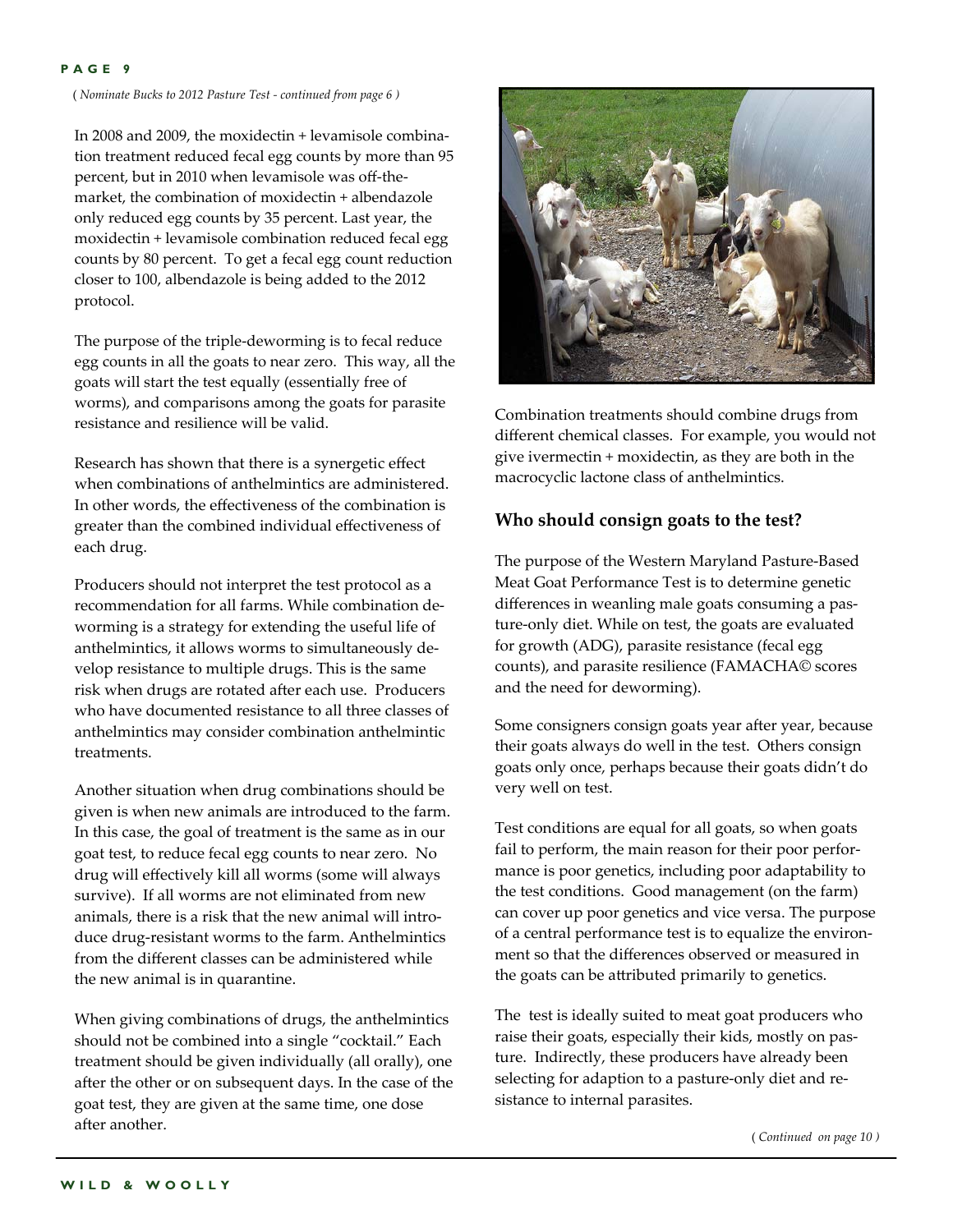*( Nominate Bucks to 2012 Pasture Test - continued from page 6 )*

In 2008 and 2009, the moxidectin + levamisole combination treatment reduced fecal egg counts by more than 95 percent, but in 2010 when levamisole was off-the-market, the combination of moxidectin + albendazole only reduced egg counts by 35 percent. Last year, the moxidectin + levamisole combination reduced fecal egg counts by 80 percent. To get a fecal egg count reduction closer to 100, albendazole is being added to the 2012 protocol.

The purpose of the triple-deworming is to fecal reduce egg counts in all the goats to near zero. This way, all the goats will start the test equally (essentially free of worms), and comparisons among the goats for parasite resistance and resilience will be valid.

Research has shown that there is a synergetic effect when combinations of anthelmintics are administered. In other words, the effectiveness of the combination is greater than the combined individual effectiveness of each drug.

Producers should not interpret the test protocol as a recommendation for all farms. While combination deworming is a strategy for extending the useful life of anthelmintics, it allows worms to simultaneously develop resistance to multiple drugs. This is the same risk when drugs are rotated after each use. Producers who have documented resistance to all three classes of anthelmintics may consider combination anthelmintic treatments.

Another situation when drug combinations should be given is when new animals are introduced to the farm. In this case, the goal of treatment is the same as in our goat test, to reduce fecal egg counts to near zero. No drug will effectively kill all worms (some will always survive). If all worms are not eliminated from new animals, there is a risk that the new animal will introduce drug-resistant worms to the farm. Anthelmintics from the different classes can be administered while the new animal is in quarantine.

When giving combinations of drugs, the anthelmintics should not be combined into a single "cocktail." Each treatment should be given individually (all orally), one after the other or on subsequent days. In the case of the goat test, they are given at the same time, one dose after another.

Combination treatments should combine drugs from different chemical classes. For example, you would not give ivermectin + moxidectin, as they are both in the macrocyclic lactone class of anthelmintics.

### Who should consign goats to the test?

The purpose of the Western Maryland Pasture-Based Meat Goat Performance Test is to determine genetic differences in weanling male goats consuming a pasture-only diet. While on test, the goats are evaluated for growth (ADG), parasite resistance (fecal egg counts), and parasite resilience (FAMACHA© scores and the need for deworming).

Some consigners consign goats year after year, because their goats always do well in the test. Others consign goats only once, perhaps because their goats didn't do very well on test.

Test conditions are equal for all goats, so when goats fail to perform, the main reason for their poor performance is poor genetics, including poor adaptability to the test conditions. Good management (on the farm) can cover up poor genetics and vice versa. The purpose of a central performance test is to equalize the environment so that the differences observed or measured in the goats can be attributed primarily to genetics.

The test is ideally suited to meat goat producers who raise their goats, especially their kids, mostly on pasture. Indirectly, these producers have already been selecting for adaption to a pasture-only diet and resistance to internal parasites.

*( Continued on page 10 )*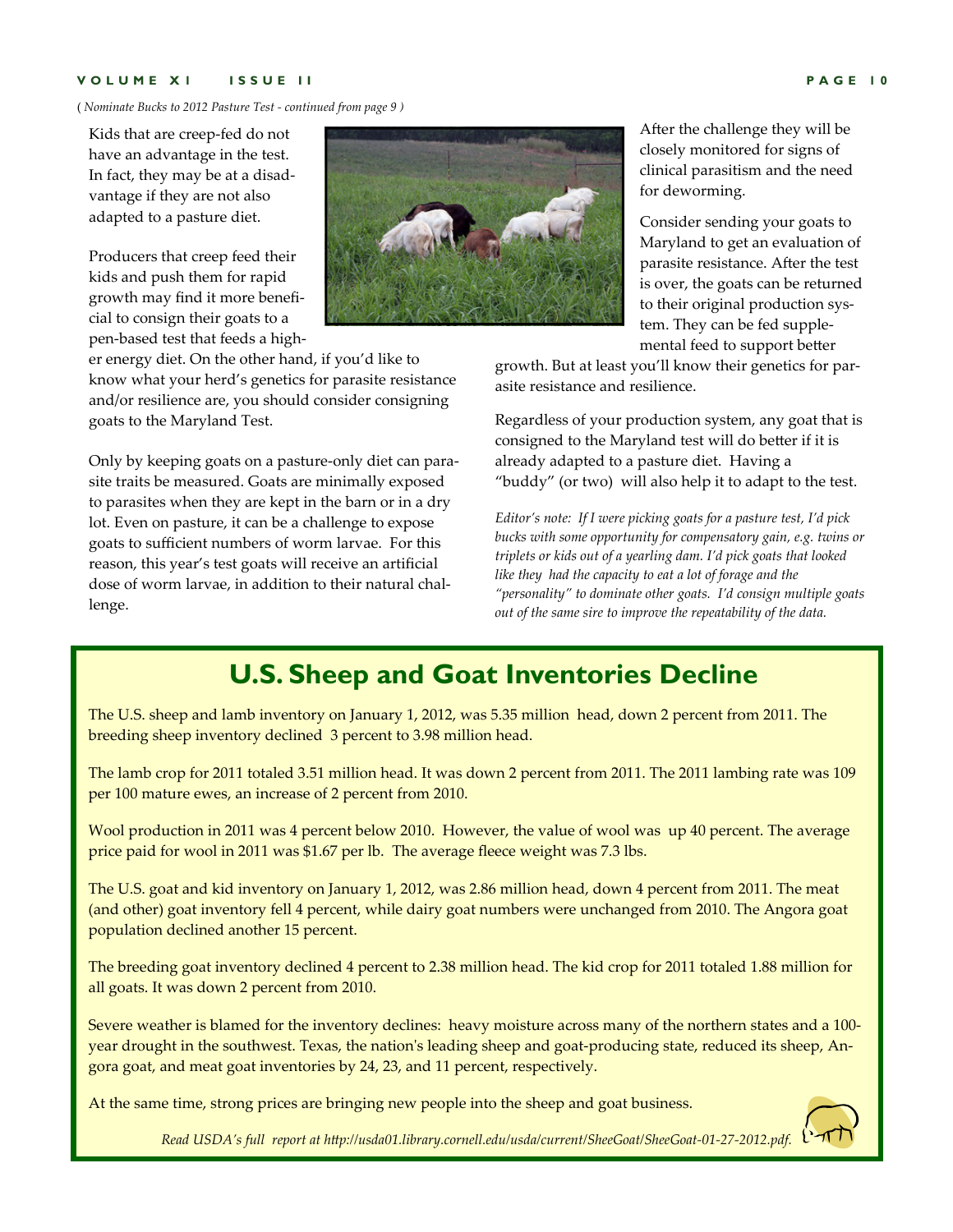*( Nominate Bucks to 2012 Pasture Test - continued from page 9 )*

Kids that are creep-fed do not have an advantage in the test. In fact, they may be at a disadvantage if they are not also adapted to a pasture diet.

Producers that creep feed their kids and push them for rapid growth may find it more beneficial to consign their goats to a pen-based test that feeds a higher energy diet. On the other hand, if you'd like to know what your herd's genetics for parasite resistance and/or resilience are, you should consider consigning goats to the Maryland Test.

Only by keeping goats on a pasture-only diet can parasite traits be measured. Goats are minimally exposed to parasites when they are kept in the barn or in a dry lot. Even on pasture, it can be a challenge to expose goats to sufficient numbers of worm larvae. For this reason, this year's test goats will receive an artificial dose of worm larvae, in addition to their natural challenge.

After the challenge they will be closely monitored for signs of clinical parasitism and the need for deworming.

Consider sending your goats to Maryland to get an evaluation of parasite resistance. After the test is over, the goats can be returned to their original production system. They can be fed supplemental feed to support better growth. But at least you'll know their genetics for parasite resistance and resilience.

Regardless of your production system, any goat that is consigned to the Maryland test will do better if it is already adapted to a pasture diet. Having a "buddy" (or two) will also help it to adapt to the test.

*Editor's note: If I were picking goats for a pasture test, I'd pick bucks with some opportunity for compensatory gain, e.g. twins or triplets or kids out of a yearling dam. I'd pick goats that looked like they had the capacity to eat a lot of forage and the "personality" to dominate other goats. I'd consign multiple goats out of the same sire to improve the repeatability of the data.*

## U.S. Sheep and Goat Inventories Decline

The U.S. sheep and lamb inventory on January 1, 2012, was 5.35 million head, down 2 percent from 2011. The breeding sheep inventory declined 3 percent to 3.98 million head.

The lamb crop for 2011 totaled 3.51 million head. It was down 2 percent from 2011. The 2011 lambing rate was 109 per 100 mature ewes, an increase of 2 percent from 2010.

Wool production in 2011 was 4 percent below 2010. However, the value of wool was up 40 percent. The average price paid for wool in 2011 was $1.67 per lb. The average fleece weight was 7.3 lbs.

The U.S. goat and kid inventory on January 1, 2012, was 2.86 million head, down 4 percent from 2011. The meat (and other) goat inventory fell 4 percent, while dairy goat numbers were unchanged from 2010. The Angora goat population declined another 15 percent.

The breeding goat inventory declined 4 percent to 2.38 million head. The kid crop for 2011 totaled 1.88 million for all goats. It was down 2 percent from 2010.

Severe weather is blamed for the inventory declines: heavy moisture across many of the northern states and a 100-year drought in the southwest. Texas, the nation's leading sheep and goat-producing state, reduced its sheep, Angora goat, and meat goat inventories by 24, 23, and 11 percent, respectively.

At the same time, strong prices are bringing new people into the sheep and goat business.

*Read USDA's full report at http://usda01.library.cornell.edu/usda/current/SheeGoat/SheeGoat-01-27-2012.pdf.*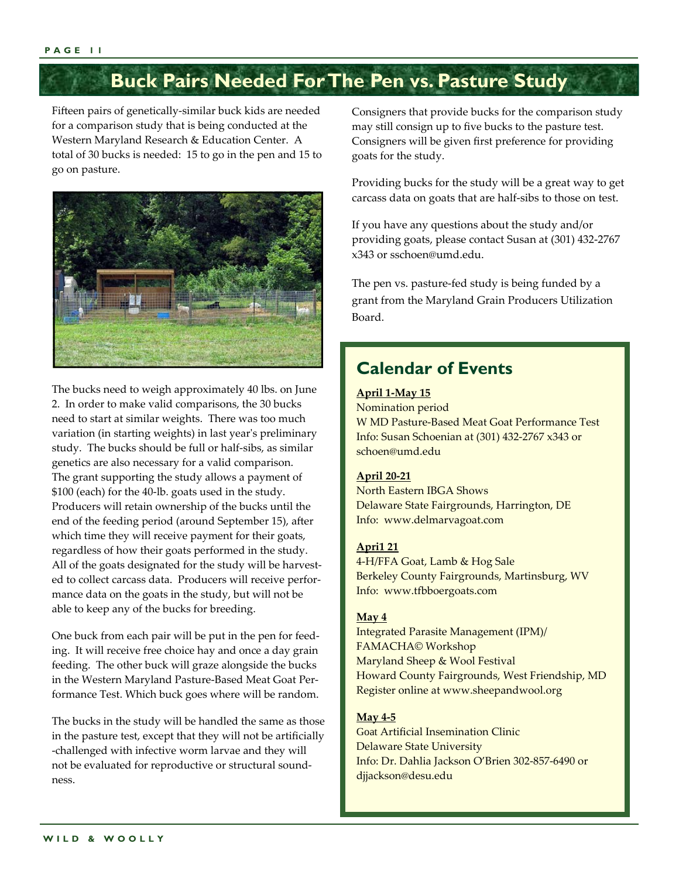# Buck Pairs Needed For The Pen vs. Pasture Study

Fifteen pairs of genetically-similar buck kids are needed for a comparison study that is being conducted at the Western Maryland Research & Education Center. A total of 30 bucks is needed: 15 to go in the pen and 15 to go on pasture.

The bucks need to weigh approximately 40 lbs. on June 2. In order to make valid comparisons, the 30 bucks need to start at similar weights. There was too much variation (in starting weights) in last year's preliminary study. The bucks should be full or half-sibs, as similar genetics are also necessary for a valid comparison. The grant supporting the study allows a payment of $100 (each) for the 40-lb. goats used in the study. Producers will retain ownership of the bucks until the end of the feeding period (around September 15), after which time they will receive payment for their goats, regardless of how their goats performed in the study. All of the goats designated for the study will be harvested to collect carcass data. Producers will receive performance data on the goats in the study, but will not be able to keep any of the bucks for breeding.

One buck from each pair will be put in the pen for feeding. It will receive free choice hay and once a day grain feeding. The other buck will graze alongside the bucks in the Western Maryland Pasture-Based Meat Goat Performance Test. Which buck goes where will be random.

The bucks in the study will be handled the same as those in the pasture test, except that they will not be artificially-challenged with infective worm larvae and they will not be evaluated for reproductive or structural soundness.

Consigners that provide bucks for the comparison study may still consign up to five bucks to the pasture test. Consigners will be given first preference for providing goats for the study.

Providing bucks for the study will be a great way to get carcass data on goats that are half-sibs to those on test.

If you have any questions about the study and/or providing goats, please contact Susan at (301) 432-2767 x343 or sschoen@umd.edu.

The pen vs. pasture-fed study is being funded by a grant from the Maryland Grain Producers Utilization Board.

## Calendar of Events

**April 1-May 15**
Nomination period
W MD Pasture-Based Meat Goat Performance Test
Info: Susan Schoenian at (301) 432-2767 x343 or schoen@umd.edu

**April 20-21**
North Eastern IBGA Shows
Delaware State Fairgrounds, Harrington, DE
Info: www.delmarvagoat.com

**Apri1 21**
4-H/FFA Goat, Lamb & Hog Sale
Berkeley County Fairgrounds, Martinsburg, WV
Info: www.tfbboergoats.com

**May 4**
Integrated Parasite Management (IPM)/
FAMACHA© Workshop
Maryland Sheep & Wool Festival
Howard County Fairgrounds, West Friendship, MD
Register online at www.sheepandwool.org

**May 4-5**
Goat Artificial Insemination Clinic
Delaware State University
Info: Dr. Dahlia Jackson O'Brien 302-857-6490 or djjackson@desu.edu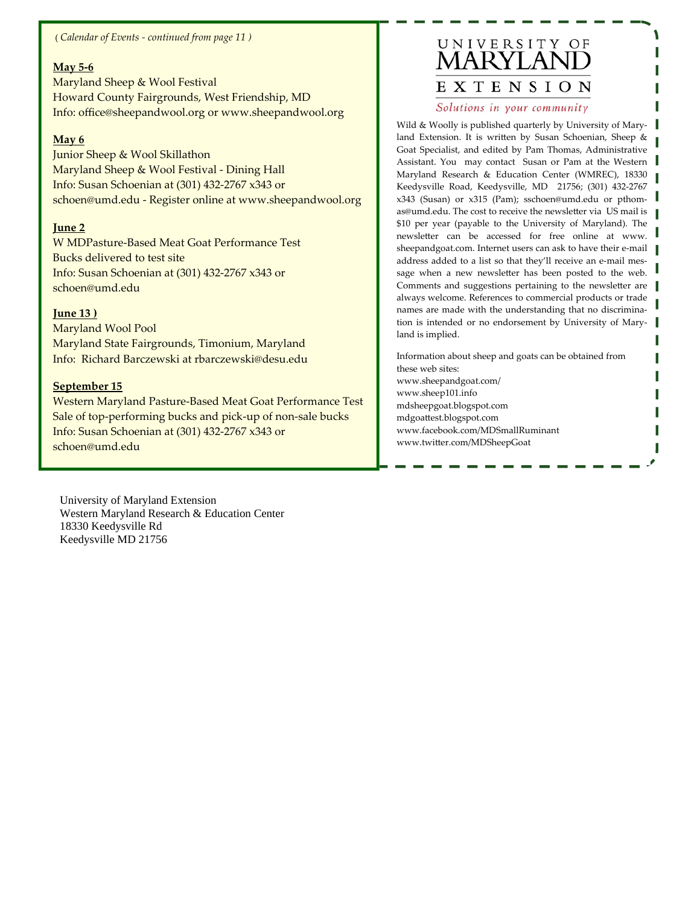*( Calendar of Events - continued from page 11 )*

**May 5-6**
Maryland Sheep & Wool Festival
Howard County Fairgrounds, West Friendship, MD
Info: office@sheepandwool.org or www.sheepandwool.org

**May 6**
Junior Sheep & Wool Skillathon
Maryland Sheep & Wool Festival - Dining Hall
Info: Susan Schoenian at (301) 432-2767 x343 or schoen@umd.edu - Register online at www.sheepandwool.org

**June 2**
W MDPasture-Based Meat Goat Performance Test
Bucks delivered to test site
Info: Susan Schoenian at (301) 432-2767 x343 or schoen@umd.edu

**June 13 )**
Maryland Wool Pool
Maryland State Fairgrounds, Timonium, Maryland
Info: Richard Barczewski at rbarczewski@desu.edu

**September 15**
Western Maryland Pasture-Based Meat Goat Performance Test
Sale of top-performing bucks and pick-up of non-sale bucks
Info: Susan Schoenian at (301) 432-2767 x343 or schoen@umd.edu

UNIVERSITY OF MARYLAND EXTENSION

*Solutions in your community*

Wild & Woolly is published quarterly by University of Maryland Extension. It is written by Susan Schoenian, Sheep & Goat Specialist, and edited by Pam Thomas, Administrative Assistant. You may contact Susan or Pam at the Western Maryland Research & Education Center (WMREC), 18330 Keedysville Road, Keedysville, MD 21756; (301) 432-2767 x343 (Susan) or x315 (Pam); sschoen@umd.edu or pthomas@umd.edu. The cost to receive the newsletter via US mail is $10 per year (payable to the University of Maryland). The newsletter can be accessed for free online at www.sheepandgoat.com. Internet users can ask to have their e-mail address added to a list so that they'll receive an e-mail message when a new newsletter has been posted to the web. Comments and suggestions pertaining to the newsletter are always welcome. References to commercial products or trade names are made with the understanding that no discrimination is intended or no endorsement by University of Maryland is implied.

Information about sheep and goats can be obtained from these web sites:
www.sheepandgoat.com/
www.sheep101.info
mdsheepgoat.blogspot.com
mdgoattest.blogspot.com
www.facebook.com/MDSmallRuminant
www.twitter.com/MDSheepGoat

University of Maryland Extension
Western Maryland Research & Education Center
18330 Keedysville Rd
Keedysville MD 21756